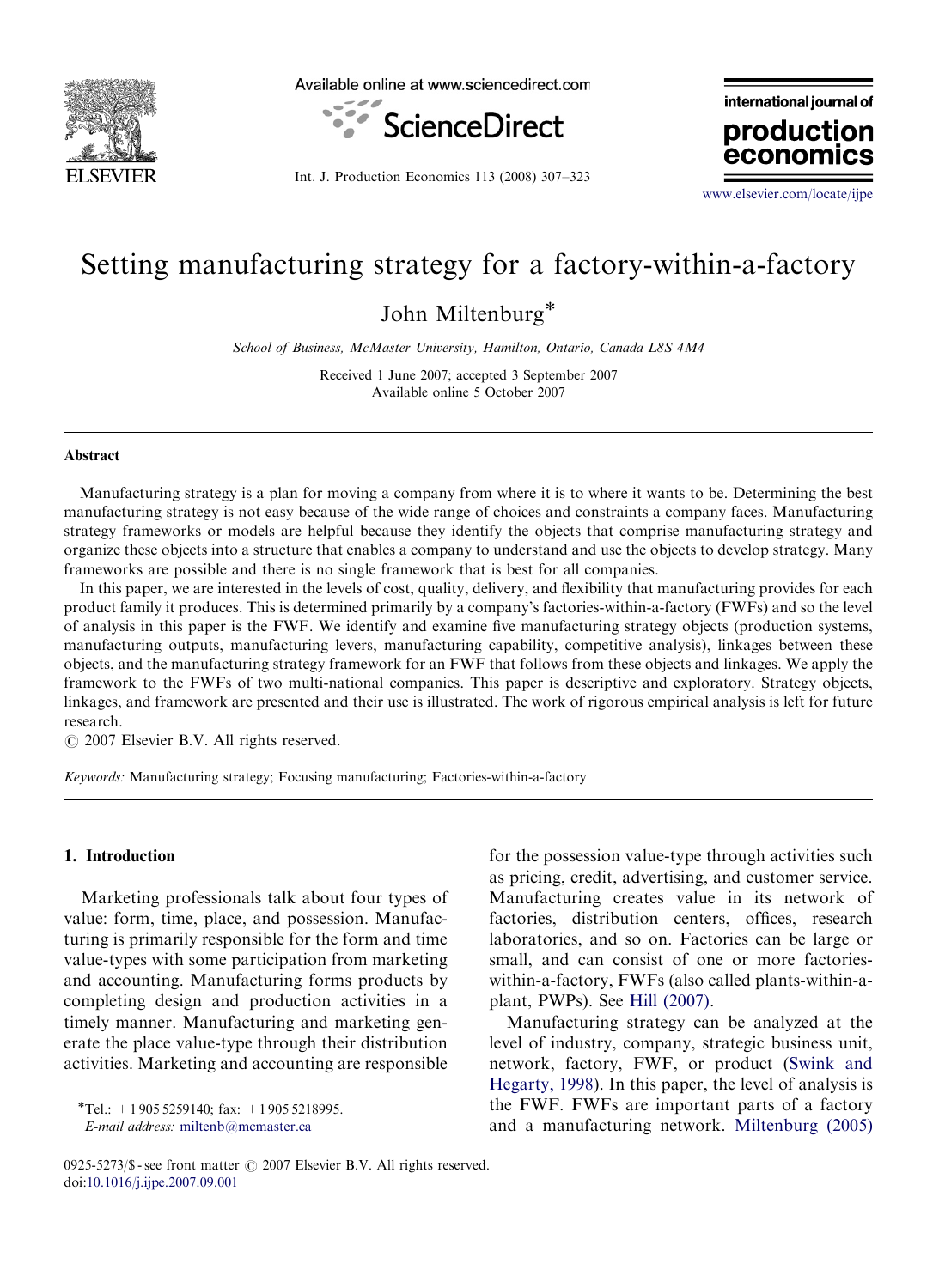# Setting manufacturing strategy for a factory-within-a-factory

John Miltenburg*

*School of Business, McMaster University, Hamilton, Ontario, Canada L8S 4M4*

Received 1 June 2007; accepted 3 September 2007
Available online 5 October 2007

## Abstract

Manufacturing strategy is a plan for moving a company from where it is to where it wants to be. Determining the best manufacturing strategy is not easy because of the wide range of choices and constraints a company faces. Manufacturing strategy frameworks or models are helpful because they identify the objects that comprise manufacturing strategy and organize these objects into a structure that enables a company to understand and use the objects to develop strategy. Many frameworks are possible and there is no single framework that is best for all companies.

In this paper, we are interested in the levels of cost, quality, delivery, and flexibility that manufacturing provides for each product family it produces. This is determined primarily by a company's factories-within-a-factory (FWFs) and so the level of analysis in this paper is the FWF. We identify and examine five manufacturing strategy objects (production systems, manufacturing outputs, manufacturing levers, manufacturing capability, competitive analysis), linkages between these objects, and the manufacturing strategy framework for an FWF that follows from these objects and linkages. We apply the framework to the FWFs of two multi-national companies. This paper is descriptive and exploratory. Strategy objects, linkages, and framework are presented and their use is illustrated. The work of rigorous empirical analysis is left for future research.

© 2007 Elsevier B.V. All rights reserved.

*Keywords:* Manufacturing strategy; Focusing manufacturing; Factories-within-a-factory

## 1. Introduction

Marketing professionals talk about four types of value: form, time, place, and possession. Manufacturing is primarily responsible for the form and time value-types with some participation from marketing and accounting. Manufacturing forms products by completing design and production activities in a timely manner. Manufacturing and marketing generate the place value-type through their distribution activities. Marketing and accounting are responsible for the possession value-type through activities such as pricing, credit, advertising, and customer service. Manufacturing creates value in its network of factories, distribution centers, offices, research laboratories, and so on. Factories can be large or small, and can consist of one or more factories-within-a-factory, FWFs (also called plants-within-a-plant, PWPs). See Hill (2007).

Manufacturing strategy can be analyzed at the level of industry, company, strategic business unit, network, factory, FWF, or product (Swink and Hegarty, 1998). In this paper, the level of analysis is the FWF. FWFs are important parts of a factory and a manufacturing network. Miltenburg (2005)

*Tel.: +1 905 5259140; fax: +1 905 5218995.
*E-mail address:* miltenb@mcmaster.ca

0925-5273/$ - see front matter © 2007 Elsevier B.V. All rights reserved.
doi:10.1016/j.ijpe.2007.09.001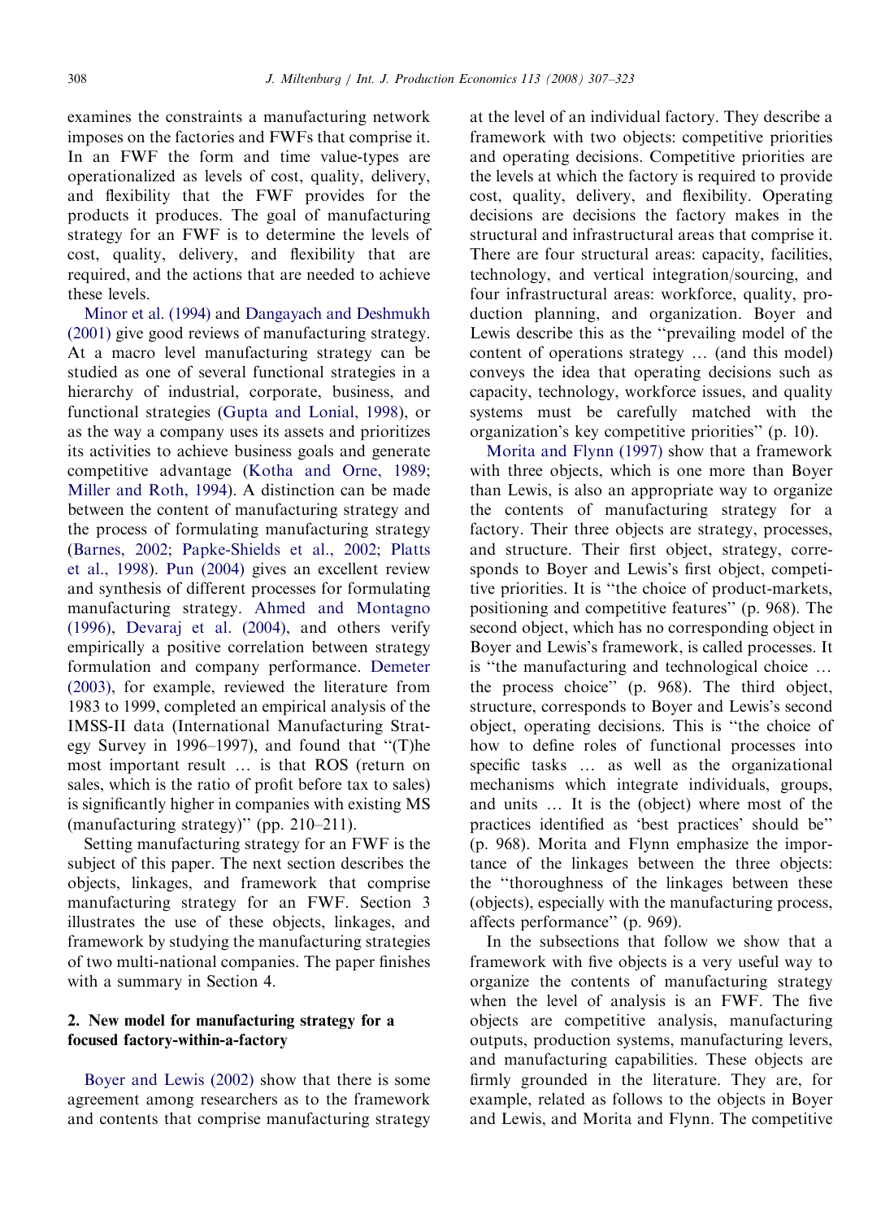examines the constraints a manufacturing network imposes on the factories and FWFs that comprise it. In an FWF the form and time value-types are operationalized as levels of cost, quality, delivery, and flexibility that the FWF provides for the products it produces. The goal of manufacturing strategy for an FWF is to determine the levels of cost, quality, delivery, and flexibility that are required, and the actions that are needed to achieve these levels.

Minor et al. (1994) and Dangayach and Deshmukh (2001) give good reviews of manufacturing strategy. At a macro level manufacturing strategy can be studied as one of several functional strategies in a hierarchy of industrial, corporate, business, and functional strategies (Gupta and Lonial, 1998), or as the way a company uses its assets and prioritizes its activities to achieve business goals and generate competitive advantage (Kotha and Orne, 1989; Miller and Roth, 1994). A distinction can be made between the content of manufacturing strategy and the process of formulating manufacturing strategy (Barnes, 2002; Papke-Shields et al., 2002; Platts et al., 1998). Pun (2004) gives an excellent review and synthesis of different processes for formulating manufacturing strategy. Ahmed and Montagno (1996), Devaraj et al. (2004), and others verify empirically a positive correlation between strategy formulation and company performance. Demeter (2003), for example, reviewed the literature from 1983 to 1999, completed an empirical analysis of the IMSS-II data (International Manufacturing Strategy Survey in 1996–1997), and found that ''(T)he most important result … is that ROS (return on sales, which is the ratio of profit before tax to sales) is significantly higher in companies with existing MS (manufacturing strategy)'' (pp. 210–211).

Setting manufacturing strategy for an FWF is the subject of this paper. The next section describes the objects, linkages, and framework that comprise manufacturing strategy for an FWF. Section 3 illustrates the use of these objects, linkages, and framework by studying the manufacturing strategies of two multi-national companies. The paper finishes with a summary in Section 4.

## 2. New model for manufacturing strategy for a focused factory-within-a-factory

Boyer and Lewis (2002) show that there is some agreement among researchers as to the framework and contents that comprise manufacturing strategy at the level of an individual factory. They describe a framework with two objects: competitive priorities and operating decisions. Competitive priorities are the levels at which the factory is required to provide cost, quality, delivery, and flexibility. Operating decisions are decisions the factory makes in the structural and infrastructural areas that comprise it. There are four structural areas: capacity, facilities, technology, and vertical integration/sourcing, and four infrastructural areas: workforce, quality, production planning, and organization. Boyer and Lewis describe this as the ''prevailing model of the content of operations strategy … (and this model) conveys the idea that operating decisions such as capacity, technology, workforce issues, and quality systems must be carefully matched with the organization's key competitive priorities'' (p. 10).

Morita and Flynn (1997) show that a framework with three objects, which is one more than Boyer than Lewis, is also an appropriate way to organize the contents of manufacturing strategy for a factory. Their three objects are strategy, processes, and structure. Their first object, strategy, corresponds to Boyer and Lewis's first object, competitive priorities. It is ''the choice of product-markets, positioning and competitive features'' (p. 968). The second object, which has no corresponding object in Boyer and Lewis's framework, is called processes. It is ''the manufacturing and technological choice … the process choice'' (p. 968). The third object, structure, corresponds to Boyer and Lewis's second object, operating decisions. This is ''the choice of how to define roles of functional processes into specific tasks … as well as the organizational mechanisms which integrate individuals, groups, and units … It is the (object) where most of the practices identified as 'best practices' should be'' (p. 968). Morita and Flynn emphasize the importance of the linkages between the three objects: the ''thoroughness of the linkages between these (objects), especially with the manufacturing process, affects performance'' (p. 969).

In the subsections that follow we show that a framework with five objects is a very useful way to organize the contents of manufacturing strategy when the level of analysis is an FWF. The five objects are competitive analysis, manufacturing outputs, production systems, manufacturing levers, and manufacturing capabilities. These objects are firmly grounded in the literature. They are, for example, related as follows to the objects in Boyer and Lewis, and Morita and Flynn. The competitive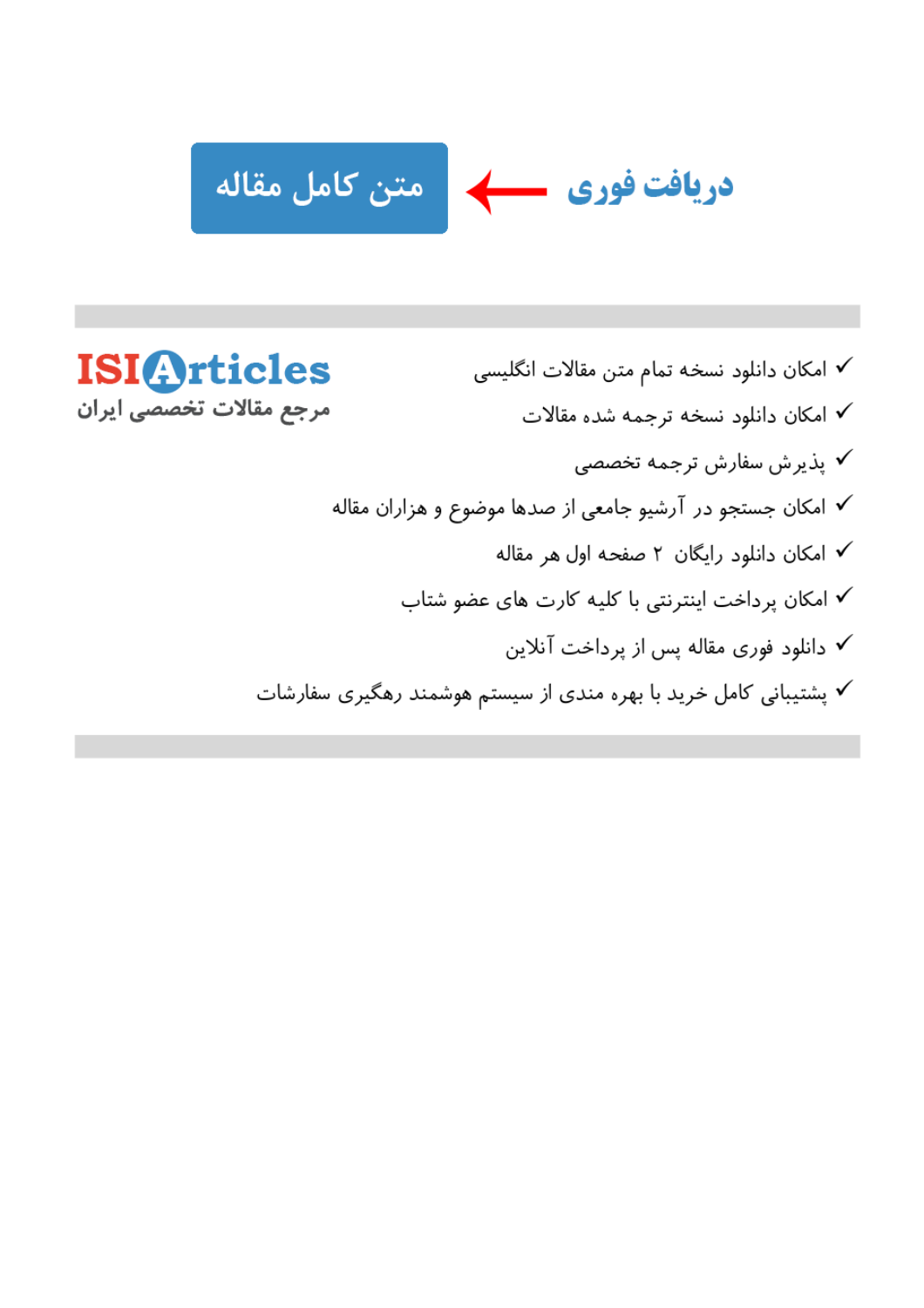دریافت فوری ← **متن کامل مقاله**

**ISIArticles**
مرجع مقالات تخصصی ایران

- ✓ امکان دانلود نسخه تمام متن مقالات انگلیسی
- ✓ امکان دانلود نسخه ترجمه شده مقالات
- ✓ پذیرش سفارش ترجمه تخصصی
- ✓ امکان جستجو در آرشیو جامعی از صدها موضوع و هزاران مقاله
- ✓ امکان دانلود رایگان ۲ صفحه اول هر مقاله
- ✓ امکان پرداخت اینترنتی با کلیه کارت های عضو شتاب
- ✓ دانلود فوری مقاله پس از پرداخت آنلاین
- ✓ پشتیبانی کامل خرید با بهره مندی از سیستم هوشمند رهگیری سفارشات